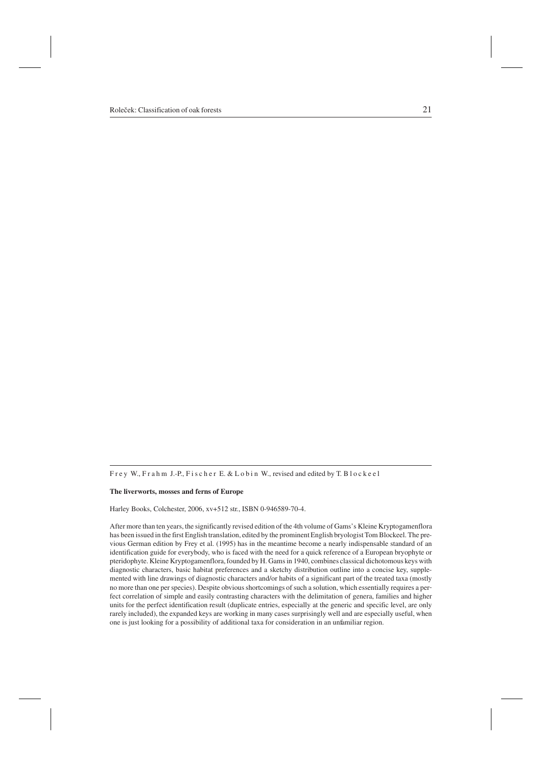Frey W., Frahm J.-P., Fischer E. & Lobin W., revised and edited by T. Blockeel

**The liverworts, mosses and ferns of Europe**

Harley Books, Colchester, 2006, xv+512 str., ISBN 0-946589-70-4.

After more than ten years, the significantly revised edition of the 4th volume of Gams's Kleine Kryptogamenflora has been issued in the first English translation, edited by the prominent English bryologist Tom Blockeel. The previous German edition by Frey et al. (1995) has in the meantime become a nearly indispensable standard of an identification guide for everybody, who is faced with the need for a quick reference of a European bryophyte or pteridophyte. Kleine Kryptogamenflora, founded by H. Gams in 1940, combines classical dichotomous keys with diagnostic characters, basic habitat preferences and a sketchy distribution outline into a concise key, supplemented with line drawings of diagnostic characters and/or habits of a significant part of the treated taxa (mostly no more than one per species). Despite obvious shortcomings of such a solution, which essentially requires a perfect correlation of simple and easily contrasting characters with the delimitation of genera, families and higher units for the perfect identification result (duplicate entries, especially at the generic and specific level, are only rarely included), the expanded keys are working in many cases surprisingly well and are especially useful, when one is just looking for a possibility of additional taxa for consideration in an unfamiliar region.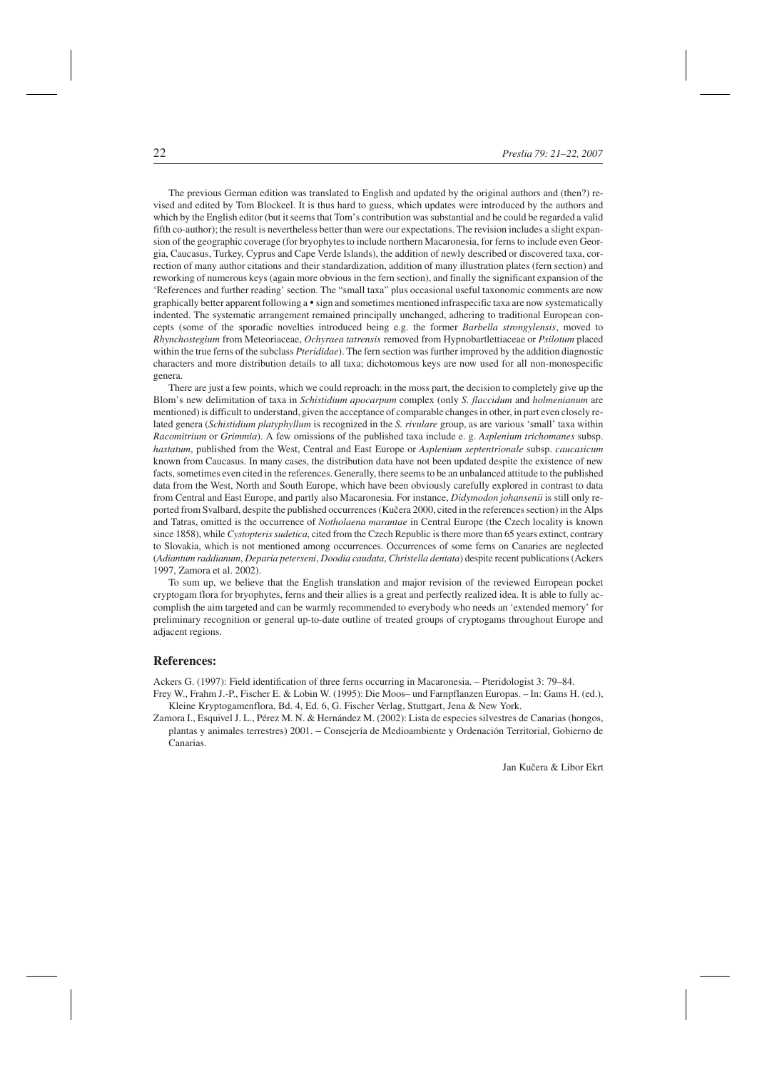The previous German edition was translated to English and updated by the original authors and (then?) revised and edited by Tom Blockeel. It is thus hard to guess, which updates were introduced by the authors and which by the English editor (but it seems that Tom's contribution was substantial and he could be regarded a valid fifth co-author); the result is nevertheless better than were our expectations. The revision includes a slight expansion of the geographic coverage (for bryophytes to include northern Macaronesia, for ferns to include even Georgia, Caucasus, Turkey, Cyprus and Cape Verde Islands), the addition of newly described or discovered taxa, correction of many author citations and their standardization, addition of many illustration plates (fern section) and reworking of numerous keys (again more obvious in the fern section), and finally the significant expansion of the 'References and further reading' section. The "small taxa" plus occasional useful taxonomic comments are now graphically better apparent following a • sign and sometimes mentioned infraspecific taxa are now systematically indented. The systematic arrangement remained principally unchanged, adhering to traditional European concepts (some of the sporadic novelties introduced being e.g. the former *Barbella strongylensis*, moved to *Rhynchostegium* from Meteoriaceae, *Ochyraea tatrensis* removed from Hypnobartlettiaceae or *Psilotum* placed within the true ferns of the subclass *Pterididae*). The fern section was further improved by the addition diagnostic characters and more distribution details to all taxa; dichotomous keys are now used for all non-monospecific genera.

There are just a few points, which we could reproach: in the moss part, the decision to completely give up the Blom's new delimitation of taxa in *Schistidium apocarpum* complex (only *S. flaccidum* and *holmenianum* are mentioned) is difficult to understand, given the acceptance of comparable changes in other, in part even closely related genera (*Schistidium platyphyllum* is recognized in the *S. rivulare* group, as are various 'small' taxa within *Racomitrium* or *Grimmia*). A few omissions of the published taxa include e. g. *Asplenium trichomanes* subsp. *hastatum*, published from the West, Central and East Europe or *Asplenium septentrionale* subsp. *caucasicum* known from Caucasus. In many cases, the distribution data have not been updated despite the existence of new facts, sometimes even cited in the references. Generally, there seems to be an unbalanced attitude to the published data from the West, North and South Europe, which have been obviously carefully explored in contrast to data from Central and East Europe, and partly also Macaronesia. For instance, *Didymodon johansenii* is still only reported from Svalbard, despite the published occurrences (Kučera 2000, cited in the references section) in the Alps and Tatras, omitted is the occurrence of *Notholaena marantae* in Central Europe (the Czech locality is known since 1858), while *Cystopteris sudetica*, cited from the Czech Republic is there more than 65 years extinct, contrary to Slovakia, which is not mentioned among occurrences. Occurrences of some ferns on Canaries are neglected (*Adiantum raddianum*, *Deparia petersenii*, *Doodia caudata*, *Christella dentata*) despite recent publications (Ackers 1997, Zamora et al. 2002).

To sum up, we believe that the English translation and major revision of the reviewed European pocket cryptogam flora for bryophytes, ferns and their allies is a great and perfectly realized idea. It is able to fully accomplish the aim targeted and can be warmly recommended to everybody who needs an 'extended memory' for preliminary recognition or general up-to-date outline of treated groups of cryptogams throughout Europe and adjacent regions.

## References:

Ackers G. (1997): Field identification of three ferns occurring in Macaronesia. – Pteridologist 3: 79–84.

Frey W., Frahm J.-P., Fischer E. & Lobin W. (1995): Die Moos– und Farnpflanzen Europas. – In: Gams H. (ed.), Kleine Kryptogamenflora, Bd. 4, Ed. 6, G. Fischer Verlag, Stuttgart, Jena & New York.

Zamora I., Esquivel J. L., Pérez M. N. & Hernández M. (2002): Lista de especies silvestres de Canarias (hongos, plantas y animales terrestres) 2001. – Consejería de Medioambiente y Ordenación Territorial, Gobierno de Canarias.

Jan Kučera & Libor Ekrt